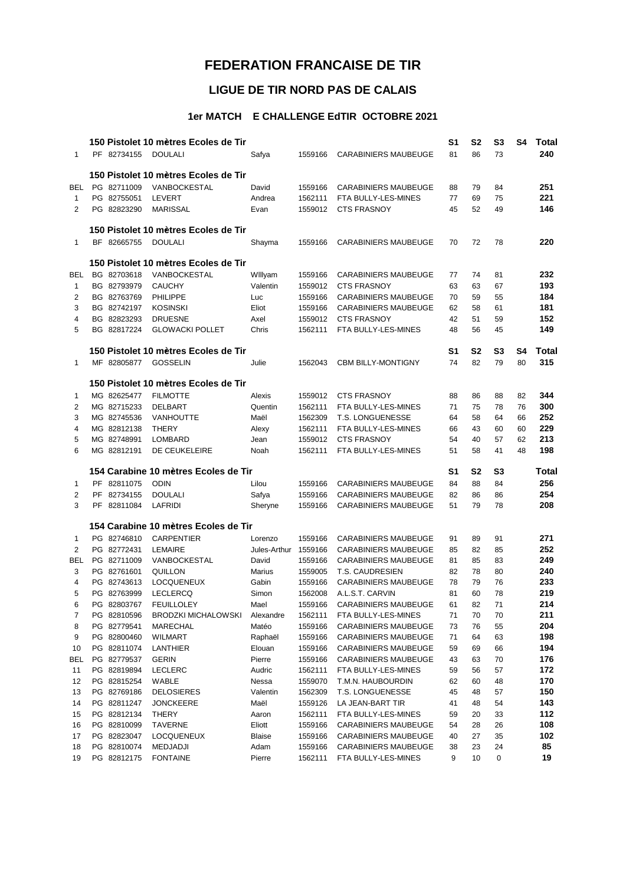# FEDERATION FRANCAISE DE TIR

## LIGUE DE TIR NORD PAS DE CALAIS

### 1er MATCH E CHALLENGE EdTIR OCTOBRE 2021

**150 Pistolet 10 mètres Ecoles de Tir**

| | | | | | | | S1 | S2 | S3 | S4 | Total |
|---|---|---|---|---|---|---|---|---|---|---|---|
| 1 | PF | 82734155 | DOULALI | Safya | 1559166 | CARABINIERS MAUBEUGE | 81 | 86 | 73 | | **240** |

**150 Pistolet 10 mètres Ecoles de Tir**

| | | | | | | | S1 | S2 | S3 | S4 | Total |
|---|---|---|---|---|---|---|---|---|---|---|---|
| BEL | PG | 82711009 | VANBOCKESTAL | David | 1559166 | CARABINIERS MAUBEUGE | 88 | 79 | 84 | | **251** |
| 1 | PG | 82755051 | LEVERT | Andrea | 1562111 | FTA BULLY-LES-MINES | 77 | 69 | 75 | | **221** |
| 2 | PG | 82823290 | MARISSAL | Evan | 1559012 | CTS FRASNOY | 45 | 52 | 49 | | **146** |

**150 Pistolet 10 mètres Ecoles de Tir**

| | | | | | | | S1 | S2 | S3 | S4 | Total |
|---|---|---|---|---|---|---|---|---|---|---|---|
| 1 | BF | 82665755 | DOULALI | Shayma | 1559166 | CARABINIERS MAUBEUGE | 70 | 72 | 78 | | **220** |

**150 Pistolet 10 mètres Ecoles de Tir**

| | | | | | | | S1 | S2 | S3 | S4 | Total |
|---|---|---|---|---|---|---|---|---|---|---|---|
| BEL | BG | 82703618 | VANBOCKESTAL | WIllyam | 1559166 | CARABINIERS MAUBEUGE | 77 | 74 | 81 | | **232** |
| 1 | BG | 82793979 | CAUCHY | Valentin | 1559012 | CTS FRASNOY | 63 | 63 | 67 | | **193** |
| 2 | BG | 82763769 | PHILIPPE | Luc | 1559166 | CARABINIERS MAUBEUGE | 70 | 59 | 55 | | **184** |
| 3 | BG | 82742197 | KOSINSKI | Eliot | 1559166 | CARABINIERS MAUBEUGE | 62 | 58 | 61 | | **181** |
| 4 | BG | 82823293 | DRUESNE | Axel | 1559012 | CTS FRASNOY | 42 | 51 | 59 | | **152** |
| 5 | BG | 82817224 | GLOWACKI POLLET | Chris | 1562111 | FTA BULLY-LES-MINES | 48 | 56 | 45 | | **149** |

**150 Pistolet 10 mètres Ecoles de Tir**

| | | | | | | | S1 | S2 | S3 | S4 | Total |
|---|---|---|---|---|---|---|---|---|---|---|---|
| 1 | MF | 82805877 | GOSSELIN | Julie | 1562043 | CBM BILLY-MONTIGNY | 74 | 82 | 79 | 80 | **315** |

**150 Pistolet 10 mètres Ecoles de Tir**

| | | | | | | | S1 | S2 | S3 | S4 | Total |
|---|---|---|---|---|---|---|---|---|---|---|---|
| 1 | MG | 82625477 | FILMOTTE | Alexis | 1559012 | CTS FRASNOY | 88 | 86 | 88 | 82 | **344** |
| 2 | MG | 82715233 | DELBART | Quentin | 1562111 | FTA BULLY-LES-MINES | 71 | 75 | 78 | 76 | **300** |
| 3 | MG | 82745536 | VANHOUTTE | Maël | 1562309 | T.S. LONGUENESSE | 64 | 58 | 64 | 66 | **252** |
| 4 | MG | 82812138 | THERY | Alexy | 1562111 | FTA BULLY-LES-MINES | 66 | 43 | 60 | 60 | **229** |
| 5 | MG | 82748991 | LOMBARD | Jean | 1559012 | CTS FRASNOY | 54 | 40 | 57 | 62 | **213** |
| 6 | MG | 82812191 | DE CEUKELEIRE | Noah | 1562111 | FTA BULLY-LES-MINES | 51 | 58 | 41 | 48 | **198** |

**154 Carabine 10 mètres Ecoles de Tir**

| | | | | | | | S1 | S2 | S3 | Total |
|---|---|---|---|---|---|---|---|---|---|---|
| 1 | PF | 82811075 | ODIN | Lilou | 1559166 | CARABINIERS MAUBEUGE | 84 | 88 | 84 | **256** |
| 2 | PF | 82734155 | DOULALI | Safya | 1559166 | CARABINIERS MAUBEUGE | 82 | 86 | 86 | **254** |
| 3 | PF | 82811084 | LAFRIDI | Sheryne | 1559166 | CARABINIERS MAUBEUGE | 51 | 79 | 78 | **208** |

**154 Carabine 10 mètres Ecoles de Tir**

| | | | | | | | S1 | S2 | S3 | Total |
|---|---|---|---|---|---|---|---|---|---|---|
| 1 | PG | 82746810 | CARPENTIER | Lorenzo | 1559166 | CARABINIERS MAUBEUGE | 91 | 89 | 91 | **271** |
| 2 | PG | 82772431 | LEMAIRE | Jules-Arthur | 1559166 | CARABINIERS MAUBEUGE | 85 | 82 | 85 | **252** |
| BEL | PG | 82711009 | VANBOCKESTAL | David | 1559166 | CARABINIERS MAUBEUGE | 81 | 85 | 83 | **249** |
| 3 | PG | 82761601 | QUILLON | Marius | 1559005 | T.S. CAUDRESIEN | 82 | 78 | 80 | **240** |
| 4 | PG | 82743613 | LOCQUENEUX | Gabin | 1559166 | CARABINIERS MAUBEUGE | 78 | 79 | 76 | **233** |
| 5 | PG | 82763999 | LECLERCQ | Simon | 1562008 | A.L.S.T. CARVIN | 81 | 60 | 78 | **219** |
| 6 | PG | 82803767 | FEUILLOLEY | Mael | 1559166 | CARABINIERS MAUBEUGE | 61 | 82 | 71 | **214** |
| 7 | PG | 82810596 | BRODZKI MICHALOWSKI | Alexandre | 1562111 | FTA BULLY-LES-MINES | 71 | 70 | 70 | **211** |
| 8 | PG | 82779541 | MARECHAL | Matéo | 1559166 | CARABINIERS MAUBEUGE | 73 | 76 | 55 | **204** |
| 9 | PG | 82800460 | WILMART | Raphaël | 1559166 | CARABINIERS MAUBEUGE | 71 | 64 | 63 | **198** |
| 10 | PG | 82811074 | LANTHIER | Elouan | 1559166 | CARABINIERS MAUBEUGE | 59 | 69 | 66 | **194** |
| BEL | PG | 82779537 | GERIN | Pierre | 1559166 | CARABINIERS MAUBEUGE | 43 | 63 | 70 | **176** |
| 11 | PG | 82819894 | LECLERC | Audric | 1562111 | FTA BULLY-LES-MINES | 59 | 56 | 57 | **172** |
| 12 | PG | 82815254 | WABLE | Nessa | 1559070 | T.M.N. HAUBOURDIN | 62 | 60 | 48 | **170** |
| 13 | PG | 82769186 | DELOSIERES | Valentin | 1562309 | T.S. LONGUENESSE | 45 | 48 | 57 | **150** |
| 14 | PG | 82811247 | JONCKEERE | Maël | 1559126 | LA JEAN-BART TIR | 41 | 48 | 54 | **143** |
| 15 | PG | 82812134 | THERY | Aaron | 1562111 | FTA BULLY-LES-MINES | 59 | 20 | 33 | **112** |
| 16 | PG | 82810099 | TAVERNE | Eliott | 1559166 | CARABINIERS MAUBEUGE | 54 | 28 | 26 | **108** |
| 17 | PG | 82823047 | LOCQUENEUX | Blaise | 1559166 | CARABINIERS MAUBEUGE | 40 | 27 | 35 | **102** |
| 18 | PG | 82810074 | MEDJADJI | Adam | 1559166 | CARABINIERS MAUBEUGE | 38 | 23 | 24 | **85** |
| 19 | PG | 82812175 | FONTAINE | Pierre | 1562111 | FTA BULLY-LES-MINES | 9 | 10 | 0 | **19** |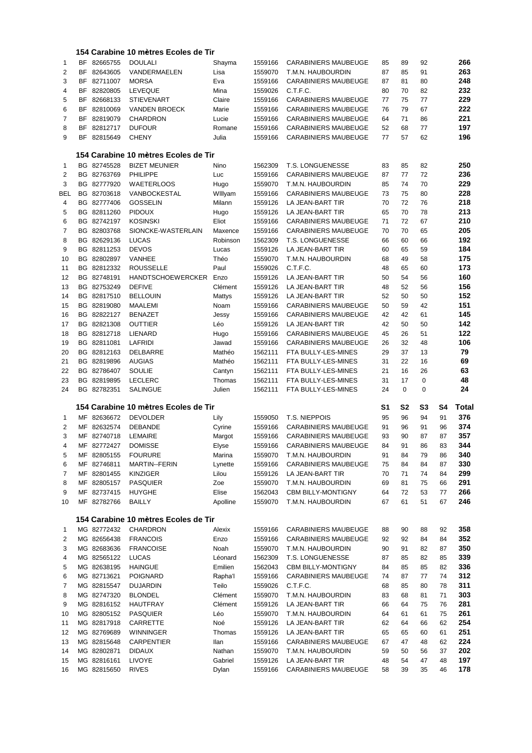### 154 Carabine 10 mètres Ecoles de Tir

| | | | | | | | | | | | |
|---|---|---|---|---|---|---|---|---|---|---|---|
| 1 | BF | 82665755 | DOULALI | Shayma | 1559166 | CARABINIERS MAUBEUGE | 85 | 89 | 92 | | 266 |
| 2 | BF | 82643605 | VANDERMAELEN | Lisa | 1559070 | T.M.N. HAUBOURDIN | 87 | 85 | 91 | | 263 |
| 3 | BF | 82711007 | MORSA | Eva | 1559166 | CARABINIERS MAUBEUGE | 87 | 81 | 80 | | 248 |
| 4 | BF | 82820805 | LEVEQUE | Mina | 1559026 | C.T.F.C. | 80 | 70 | 82 | | 232 |
| 5 | BF | 82668133 | STIEVENART | Claire | 1559166 | CARABINIERS MAUBEUGE | 77 | 75 | 77 | | 229 |
| 6 | BF | 82810069 | VANDEN BROECK | Marie | 1559166 | CARABINIERS MAUBEUGE | 76 | 79 | 67 | | 222 |
| 7 | BF | 82819079 | CHARDRON | Lucie | 1559166 | CARABINIERS MAUBEUGE | 64 | 71 | 86 | | 221 |
| 8 | BF | 82812717 | DUFOUR | Romane | 1559166 | CARABINIERS MAUBEUGE | 52 | 68 | 77 | | 197 |
| 9 | BF | 82815649 | CHENY | Julia | 1559166 | CARABINIERS MAUBEUGE | 77 | 57 | 62 | | 196 |

### 154 Carabine 10 mètres Ecoles de Tir

| | | | | | | | | | | | |
|---|---|---|---|---|---|---|---|---|---|---|---|
| 1 | BG | 82745528 | BIZET MEUNIER | Nino | 1562309 | T.S. LONGUENESSE | 83 | 85 | 82 | | 250 |
| 2 | BG | 82763769 | PHILIPPE | Luc | 1559166 | CARABINIERS MAUBEUGE | 87 | 77 | 72 | | 236 |
| 3 | BG | 82777920 | WAETERLOOS | Hugo | 1559070 | T.M.N. HAUBOURDIN | 85 | 74 | 70 | | 229 |
| BEL | BG | 82703618 | VANBOCKESTAL | WIllyam | 1559166 | CARABINIERS MAUBEUGE | 73 | 75 | 80 | | 228 |
| 4 | BG | 82777406 | GOSSELIN | Milann | 1559126 | LA JEAN-BART TIR | 70 | 72 | 76 | | 218 |
| 5 | BG | 82811260 | PIDOUX | Hugo | 1559126 | LA JEAN-BART TIR | 65 | 70 | 78 | | 213 |
| 6 | BG | 82742197 | KOSINSKI | Eliot | 1559166 | CARABINIERS MAUBEUGE | 71 | 72 | 67 | | 210 |
| 7 | BG | 82803768 | SIONCKE-WASTERLAIN | Maxence | 1559166 | CARABINIERS MAUBEUGE | 70 | 70 | 65 | | 205 |
| 8 | BG | 82629136 | LUCAS | Robinson | 1562309 | T.S. LONGUENESSE | 66 | 60 | 66 | | 192 |
| 9 | BG | 82811253 | DEVOS | Lucas | 1559126 | LA JEAN-BART TIR | 60 | 65 | 59 | | 184 |
| 10 | BG | 82802897 | VANHEE | Théo | 1559070 | T.M.N. HAUBOURDIN | 68 | 49 | 58 | | 175 |
| 11 | BG | 82812332 | ROUSSELLE | Paul | 1559026 | C.T.F.C. | 48 | 65 | 60 | | 173 |
| 12 | BG | 82748191 | HANDTSCHOEWERCKER | Enzo | 1559126 | LA JEAN-BART TIR | 50 | 54 | 56 | | 160 |
| 13 | BG | 82753249 | DEFIVE | Clément | 1559126 | LA JEAN-BART TIR | 48 | 52 | 56 | | 156 |
| 14 | BG | 82817510 | BELLOUIN | Mattys | 1559126 | LA JEAN-BART TIR | 52 | 50 | 50 | | 152 |
| 15 | BG | 82819080 | MAALEMI | Noam | 1559166 | CARABINIERS MAUBEUGE | 50 | 59 | 42 | | 151 |
| 16 | BG | 82822127 | BENAZET | Jessy | 1559166 | CARABINIERS MAUBEUGE | 42 | 42 | 61 | | 145 |
| 17 | BG | 82821308 | OUTTIER | Léo | 1559126 | LA JEAN-BART TIR | 42 | 50 | 50 | | 142 |
| 18 | BG | 82812718 | LIENARD | Hugo | 1559166 | CARABINIERS MAUBEUGE | 45 | 26 | 51 | | 122 |
| 19 | BG | 82811081 | LAFRIDI | Jawad | 1559166 | CARABINIERS MAUBEUGE | 26 | 32 | 48 | | 106 |
| 20 | BG | 82812163 | DELBARRE | Mathéo | 1562111 | FTA BULLY-LES-MINES | 29 | 37 | 13 | | 79 |
| 21 | BG | 82819896 | AUGIAS | Mathéo | 1562111 | FTA BULLY-LES-MINES | 31 | 22 | 16 | | 69 |
| 22 | BG | 82786407 | SOULIE | Cantyn | 1562111 | FTA BULLY-LES-MINES | 21 | 16 | 26 | | 63 |
| 23 | BG | 82819895 | LECLERC | Thomas | 1562111 | FTA BULLY-LES-MINES | 31 | 17 | 0 | | 48 |
| 24 | BG | 82782351 | SALINGUE | Julien | 1562111 | FTA BULLY-LES-MINES | 24 | 0 | 0 | | 24 |

### 154 Carabine 10 mètres Ecoles de Tir

| | | | | | | | S1 | S2 | S3 | S4 | Total |
|---|---|---|---|---|---|---|---|---|---|---|---|
| 1 | MF | 82636672 | DEVOLDER | Lily | 1559050 | T.S. NIEPPOIS | 95 | 96 | 94 | 91 | 376 |
| 2 | MF | 82632574 | DEBANDE | Cyrine | 1559166 | CARABINIERS MAUBEUGE | 91 | 96 | 91 | 96 | 374 |
| 3 | MF | 82740718 | LEMAIRE | Margot | 1559166 | CARABINIERS MAUBEUGE | 93 | 90 | 87 | 87 | 357 |
| 4 | MF | 82772427 | DOMISSE | Elyse | 1559166 | CARABINIERS MAUBEUGE | 84 | 91 | 86 | 83 | 344 |
| 5 | MF | 82805155 | FOURURE | Marina | 1559070 | T.M.N. HAUBOURDIN | 91 | 84 | 79 | 86 | 340 |
| 6 | MF | 82746811 | MARTIN--FERIN | Lynette | 1559166 | CARABINIERS MAUBEUGE | 75 | 84 | 84 | 87 | 330 |
| 7 | MF | 82801455 | KINZIGER | Lilou | 1559126 | LA JEAN-BART TIR | 70 | 71 | 74 | 84 | 299 |
| 8 | MF | 82805157 | PASQUIER | Zoe | 1559070 | T.M.N. HAUBOURDIN | 69 | 81 | 75 | 66 | 291 |
| 9 | MF | 82737415 | HUYGHE | Elise | 1562043 | CBM BILLY-MONTIGNY | 64 | 72 | 53 | 77 | 266 |
| 10 | MF | 82782766 | BAILLY | Apolline | 1559070 | T.M.N. HAUBOURDIN | 67 | 61 | 51 | 67 | 246 |

### 154 Carabine 10 mètres Ecoles de Tir

| | | | | | | | | | | | |
|---|---|---|---|---|---|---|---|---|---|---|---|
| 1 | MG | 82772432 | CHARDRON | Alexix | 1559166 | CARABINIERS MAUBEUGE | 88 | 90 | 88 | 92 | 358 |
| 2 | MG | 82656438 | FRANCOIS | Enzo | 1559166 | CARABINIERS MAUBEUGE | 92 | 92 | 84 | 84 | 352 |
| 3 | MG | 82683636 | FRANCOISE | Noah | 1559070 | T.M.N. HAUBOURDIN | 90 | 91 | 82 | 87 | 350 |
| 4 | MG | 82565122 | LUCAS | Léonard | 1562309 | T.S. LONGUENESSE | 87 | 85 | 82 | 85 | 339 |
| 5 | MG | 82638195 | HAINGUE | Emilien | 1562043 | CBM BILLY-MONTIGNY | 84 | 85 | 85 | 82 | 336 |
| 6 | MG | 82713621 | POIGNARD | Rapha'l | 1559166 | CARABINIERS MAUBEUGE | 74 | 87 | 77 | 74 | 312 |
| 7 | MG | 82815547 | DUJARDIN | Teilo | 1559026 | C.T.F.C. | 68 | 85 | 80 | 78 | 311 |
| 8 | MG | 82747320 | BLONDEL | Clément | 1559070 | T.M.N. HAUBOURDIN | 83 | 68 | 81 | 71 | 303 |
| 9 | MG | 82816152 | HAUTFRAY | Clément | 1559126 | LA JEAN-BART TIR | 66 | 64 | 75 | 76 | 281 |
| 10 | MG | 82805152 | PASQUIER | Léo | 1559070 | T.M.N. HAUBOURDIN | 64 | 61 | 61 | 75 | 261 |
| 11 | MG | 82817918 | CARRETTE | Noé | 1559126 | LA JEAN-BART TIR | 62 | 64 | 66 | 62 | 254 |
| 12 | MG | 82769689 | WINNINGER | Thomas | 1559126 | LA JEAN-BART TIR | 65 | 65 | 60 | 61 | 251 |
| 13 | MG | 82815648 | CARPENTIER | Ilan | 1559166 | CARABINIERS MAUBEUGE | 67 | 47 | 48 | 62 | 224 |
| 14 | MG | 82802871 | DIDAUX | Nathan | 1559070 | T.M.N. HAUBOURDIN | 59 | 50 | 56 | 37 | 202 |
| 15 | MG | 82816161 | LIVOYE | Gabriel | 1559126 | LA JEAN-BART TIR | 48 | 54 | 47 | 48 | 197 |
| 16 | MG | 82815650 | RIVES | Dylan | 1559166 | CARABINIERS MAUBEUGE | 58 | 39 | 35 | 46 | 178 |